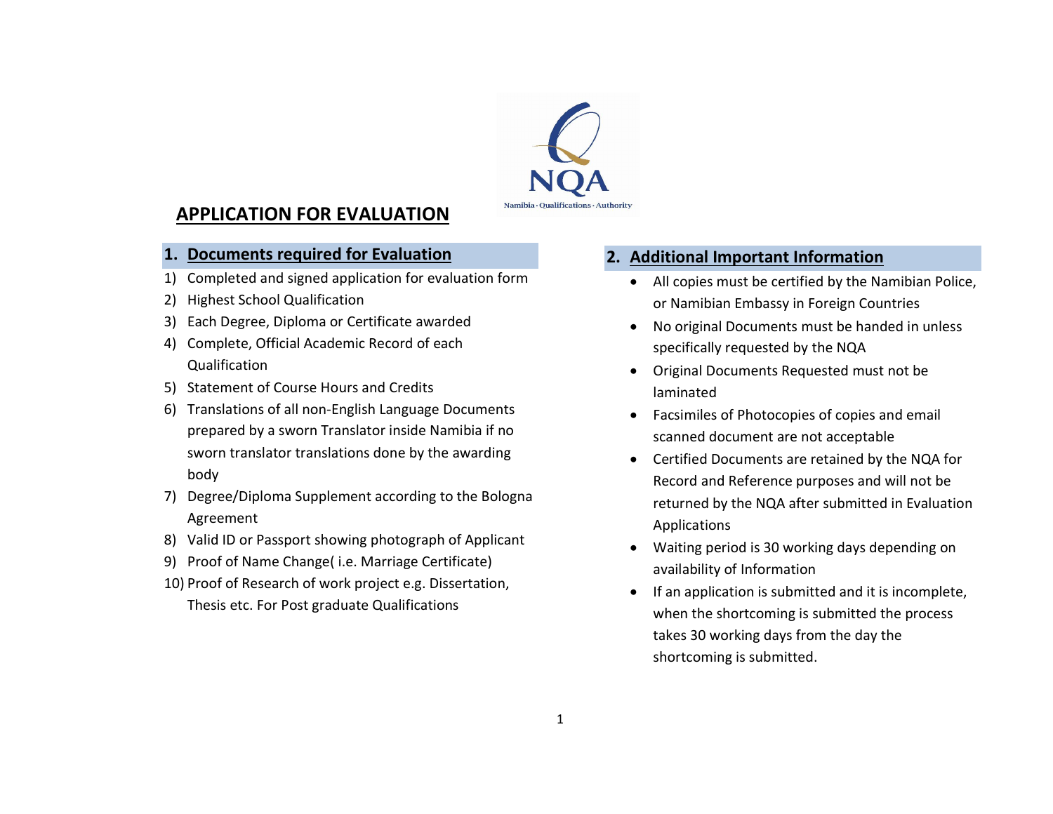NQA

Namibia · Qualifications · Authority

# APPLICATION FOR EVALUATION

## 1. Documents required for Evaluation

1) Completed and signed application for evaluation form
2) Highest School Qualification
3) Each Degree, Diploma or Certificate awarded
4) Complete, Official Academic Record of each Qualification
5) Statement of Course Hours and Credits
6) Translations of all non-English Language Documents prepared by a sworn Translator inside Namibia if no sworn translator translations done by the awarding body
7) Degree/Diploma Supplement according to the Bologna Agreement
8) Valid ID or Passport showing photograph of Applicant
9) Proof of Name Change( i.e. Marriage Certificate)
10) Proof of Research of work project e.g. Dissertation, Thesis etc. For Post graduate Qualifications

## 2. Additional Important Information

- All copies must be certified by the Namibian Police, or Namibian Embassy in Foreign Countries
- No original Documents must be handed in unless specifically requested by the NQA
- Original Documents Requested must not be laminated
- Facsimiles of Photocopies of copies and email scanned document are not acceptable
- Certified Documents are retained by the NQA for Record and Reference purposes and will not be returned by the NQA after submitted in Evaluation Applications
- Waiting period is 30 working days depending on availability of Information
- If an application is submitted and it is incomplete, when the shortcoming is submitted the process takes 30 working days from the day the shortcoming is submitted.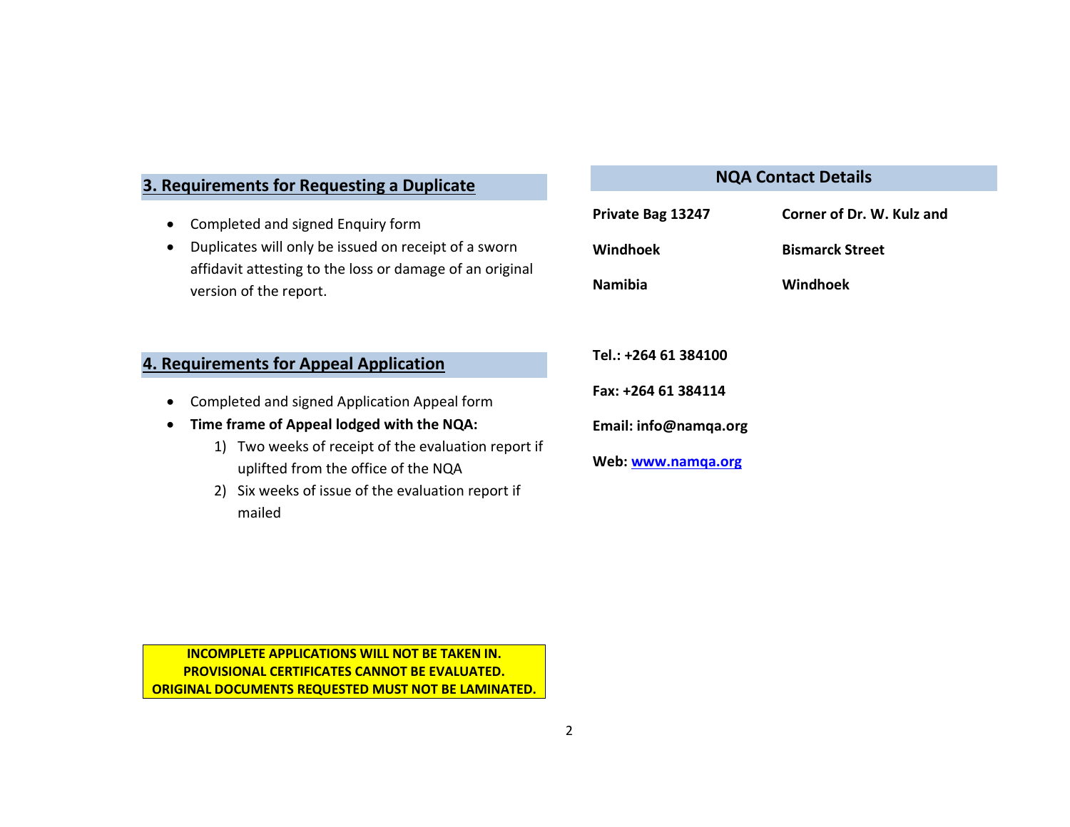## 3. Requirements for Requesting a Duplicate

- Completed and signed Enquiry form
- Duplicates will only be issued on receipt of a sworn affidavit attesting to the loss or damage of an original version of the report.

## 4. Requirements for Appeal Application

- Completed and signed Application Appeal form
- **Time frame of Appeal lodged with the NQA:**
    1) Two weeks of receipt of the evaluation report if uplifted from the office of the NQA
    2) Six weeks of issue of the evaluation report if mailed

**INCOMPLETE APPLICATIONS WILL NOT BE TAKEN IN.**
**PROVISIONAL CERTIFICATES CANNOT BE EVALUATED.**
**ORIGINAL DOCUMENTS REQUESTED MUST NOT BE LAMINATED.**

## NQA Contact Details

| | |
|---|---|
| **Private Bag 13247** | **Corner of Dr. W. Kulz and** |
| **Windhoek** | **Bismarck Street** |
| **Namibia** | **Windhoek** |

**Tel.: +264 61 384100**

**Fax: +264 61 384114**

**Email: info@namqa.org**

**Web: www.namqa.org**